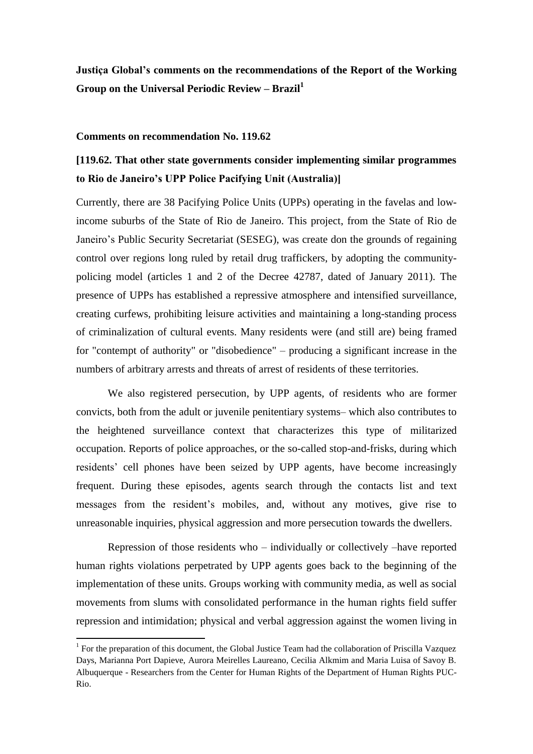**Justiça Global's comments on the recommendations of the Report of the Working Group on the Universal Periodic Review – Brazil**[1]

**Comments on recommendation No. 119.62**

## [119.62. That other state governments consider implementing similar programmes to Rio de Janeiro's UPP Police Pacifying Unit (Australia)]

Currently, there are 38 Pacifying Police Units (UPPs) operating in the favelas and low-income suburbs of the State of Rio de Janeiro. This project, from the State of Rio de Janeiro's Public Security Secretariat (SESEG), was create don the grounds of regaining control over regions long ruled by retail drug traffickers, by adopting the community-policing model (articles 1 and 2 of the Decree 42787, dated of January 2011). The presence of UPPs has established a repressive atmosphere and intensified surveillance, creating curfews, prohibiting leisure activities and maintaining a long-standing process of criminalization of cultural events. Many residents were (and still are) being framed for "contempt of authority" or "disobedience" – producing a significant increase in the numbers of arbitrary arrests and threats of arrest of residents of these territories.

We also registered persecution, by UPP agents, of residents who are former convicts, both from the adult or juvenile penitentiary systems– which also contributes to the heightened surveillance context that characterizes this type of militarized occupation. Reports of police approaches, or the so-called stop-and-frisks, during which residents' cell phones have been seized by UPP agents, have become increasingly frequent. During these episodes, agents search through the contacts list and text messages from the resident's mobiles, and, without any motives, give rise to unreasonable inquiries, physical aggression and more persecution towards the dwellers.

Repression of those residents who – individually or collectively –have reported human rights violations perpetrated by UPP agents goes back to the beginning of the implementation of these units. Groups working with community media, as well as social movements from slums with consolidated performance in the human rights field suffer repression and intimidation; physical and verbal aggression against the women living in

---

[1] For the preparation of this document, the Global Justice Team had the collaboration of Priscilla Vazquez Days, Marianna Port Dapieve, Aurora Meirelles Laureano, Cecilia Alkmim and Maria Luisa of Savoy B. Albuquerque - Researchers from the Center for Human Rights of the Department of Human Rights PUC-Rio.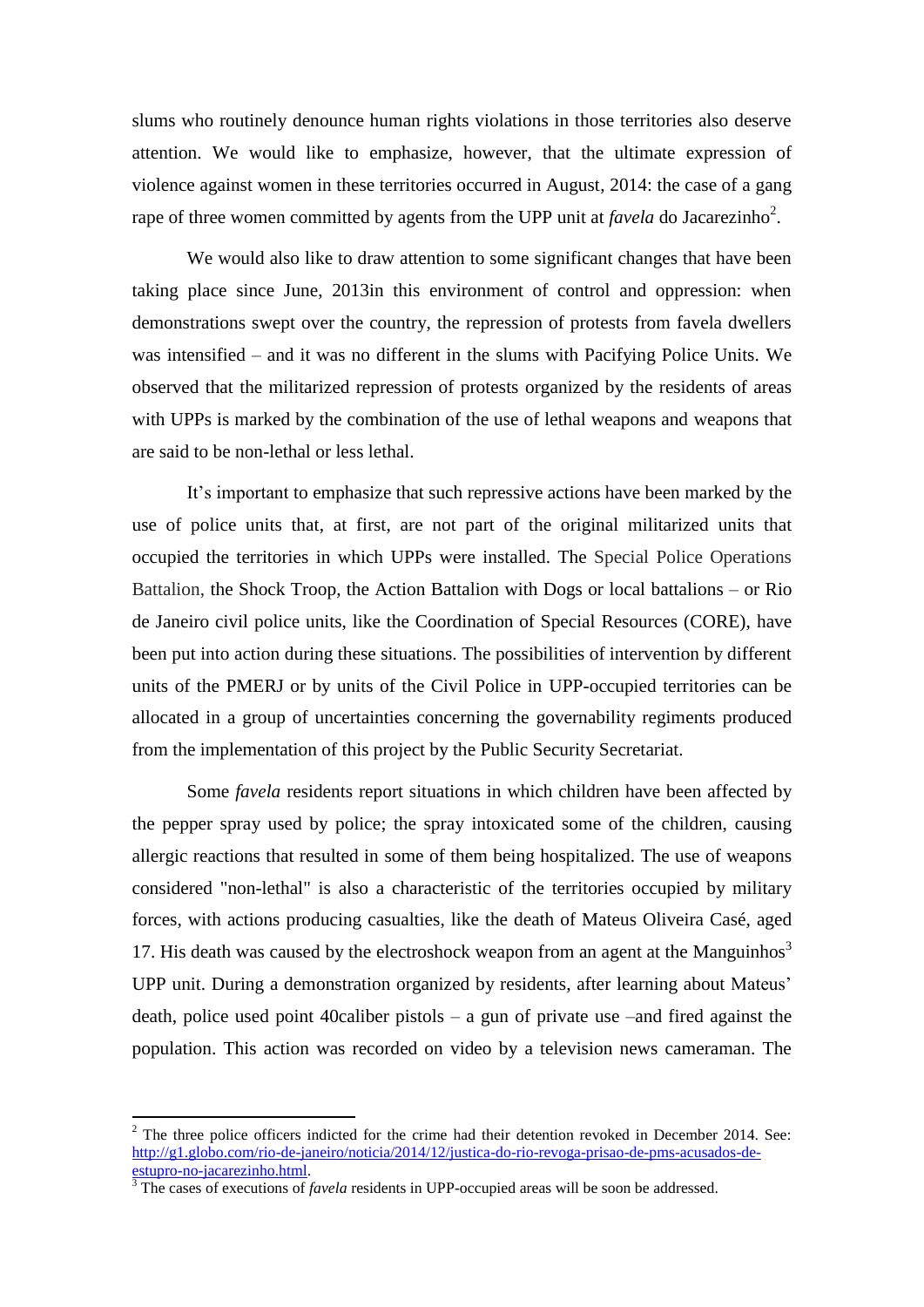slums who routinely denounce human rights violations in those territories also deserve attention. We would like to emphasize, however, that the ultimate expression of violence against women in these territories occurred in August, 2014: the case of a gang rape of three women committed by agents from the UPP unit at *favela* do Jacarezinho[2].

We would also like to draw attention to some significant changes that have been taking place since June, 2013in this environment of control and oppression: when demonstrations swept over the country, the repression of protests from favela dwellers was intensified – and it was no different in the slums with Pacifying Police Units. We observed that the militarized repression of protests organized by the residents of areas with UPPs is marked by the combination of the use of lethal weapons and weapons that are said to be non-lethal or less lethal.

It's important to emphasize that such repressive actions have been marked by the use of police units that, at first, are not part of the original militarized units that occupied the territories in which UPPs were installed. The Special Police Operations Battalion, the Shock Troop, the Action Battalion with Dogs or local battalions – or Rio de Janeiro civil police units, like the Coordination of Special Resources (CORE), have been put into action during these situations. The possibilities of intervention by different units of the PMERJ or by units of the Civil Police in UPP-occupied territories can be allocated in a group of uncertainties concerning the governability regiments produced from the implementation of this project by the Public Security Secretariat.

Some *favela* residents report situations in which children have been affected by the pepper spray used by police; the spray intoxicated some of the children, causing allergic reactions that resulted in some of them being hospitalized. The use of weapons considered "non-lethal" is also a characteristic of the territories occupied by military forces, with actions producing casualties, like the death of Mateus Oliveira Casé, aged 17. His death was caused by the electroshock weapon from an agent at the Manguinhos[3] UPP unit. During a demonstration organized by residents, after learning about Mateus' death, police used point 40caliber pistols – a gun of private use –and fired against the population. This action was recorded on video by a television news cameraman. The

---

[2] The three police officers indicted for the crime had their detention revoked in December 2014. See: http://g1.globo.com/rio-de-janeiro/noticia/2014/12/justica-do-rio-revoga-prisao-de-pms-acusados-de-estupro-no-jacarezinho.html.

[3] The cases of executions of *favela* residents in UPP-occupied areas will be soon be addressed.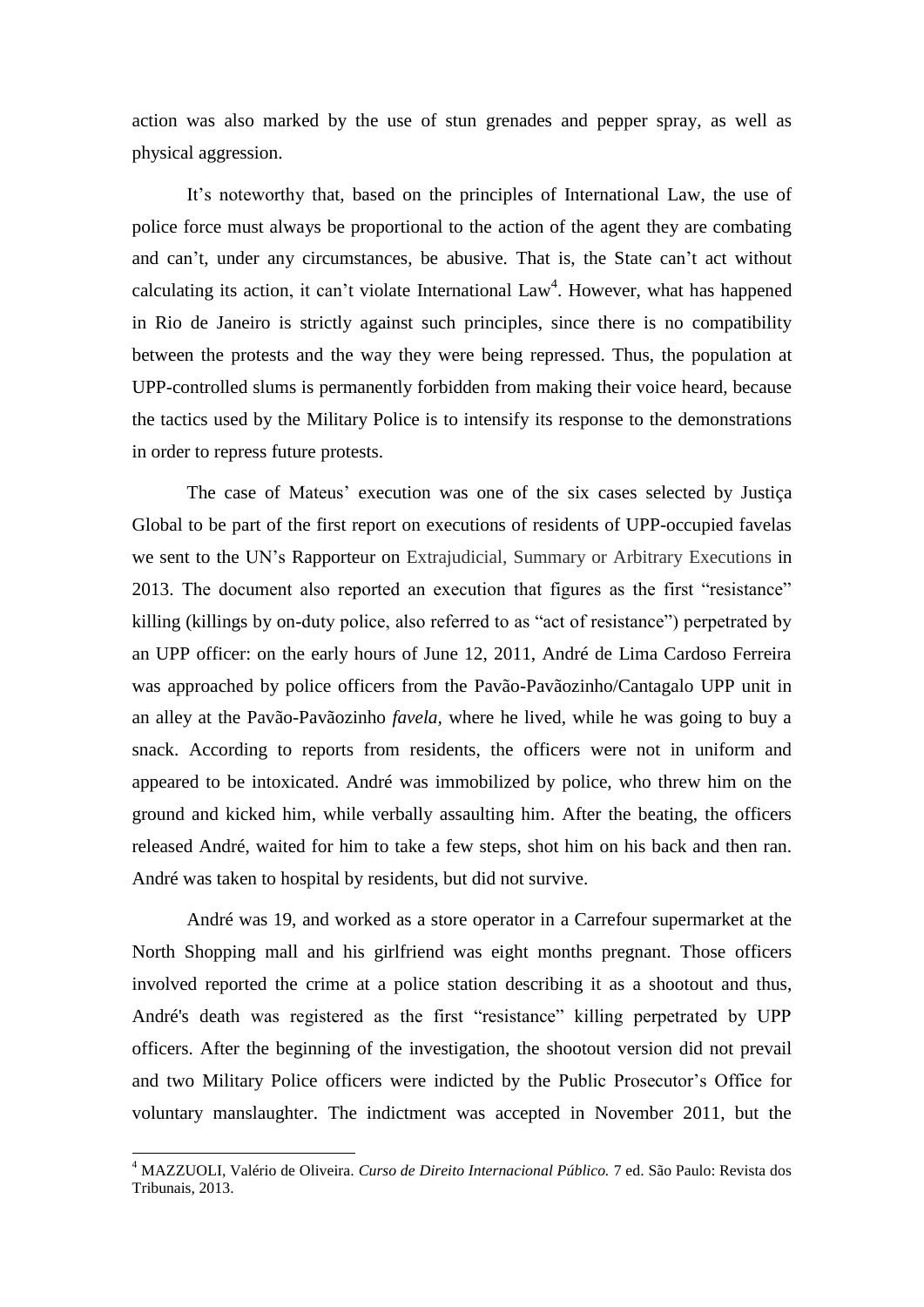action was also marked by the use of stun grenades and pepper spray, as well as physical aggression.

It's noteworthy that, based on the principles of International Law, the use of police force must always be proportional to the action of the agent they are combating and can't, under any circumstances, be abusive. That is, the State can't act without calculating its action, it can't violate International Law[4]. However, what has happened in Rio de Janeiro is strictly against such principles, since there is no compatibility between the protests and the way they were being repressed. Thus, the population at UPP-controlled slums is permanently forbidden from making their voice heard, because the tactics used by the Military Police is to intensify its response to the demonstrations in order to repress future protests.

The case of Mateus' execution was one of the six cases selected by Justiça Global to be part of the first report on executions of residents of UPP-occupied favelas we sent to the UN's Rapporteur on Extrajudicial, Summary or Arbitrary Executions in 2013. The document also reported an execution that figures as the first "resistance" killing (killings by on-duty police, also referred to as "act of resistance") perpetrated by an UPP officer: on the early hours of June 12, 2011, André de Lima Cardoso Ferreira was approached by police officers from the Pavão-Pavãozinho/Cantagalo UPP unit in an alley at the Pavão-Pavãozinho *favela*, where he lived, while he was going to buy a snack. According to reports from residents, the officers were not in uniform and appeared to be intoxicated. André was immobilized by police, who threw him on the ground and kicked him, while verbally assaulting him. After the beating, the officers released André, waited for him to take a few steps, shot him on his back and then ran. André was taken to hospital by residents, but did not survive.

André was 19, and worked as a store operator in a Carrefour supermarket at the North Shopping mall and his girlfriend was eight months pregnant. Those officers involved reported the crime at a police station describing it as a shootout and thus, André's death was registered as the first "resistance" killing perpetrated by UPP officers. After the beginning of the investigation, the shootout version did not prevail and two Military Police officers were indicted by the Public Prosecutor's Office for voluntary manslaughter. The indictment was accepted in November 2011, but the

[4] MAZZUOLI, Valério de Oliveira. *Curso de Direito Internacional Público.* 7 ed. São Paulo: Revista dos Tribunais, 2013.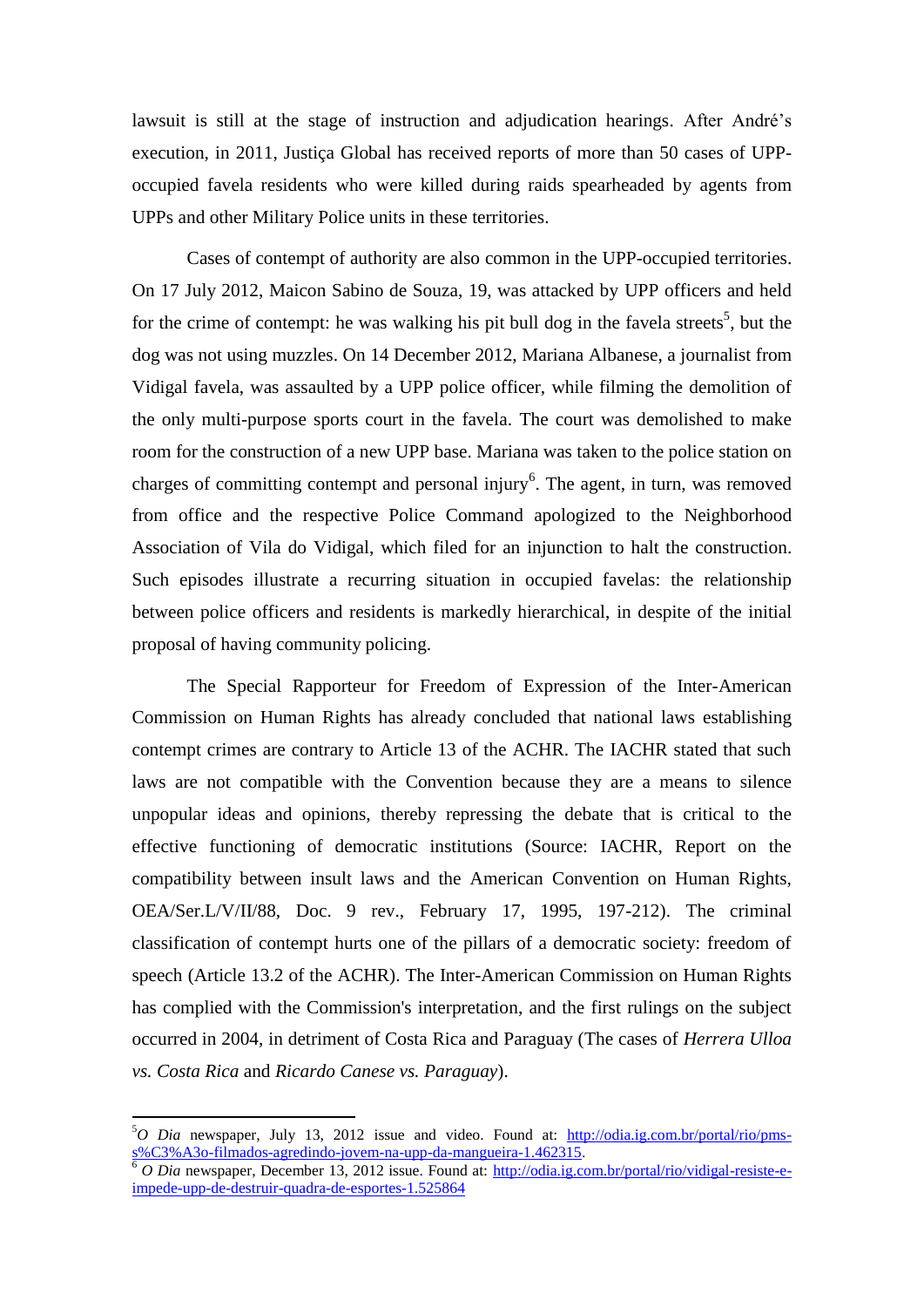lawsuit is still at the stage of instruction and adjudication hearings. After André's execution, in 2011, Justiça Global has received reports of more than 50 cases of UPP-occupied favela residents who were killed during raids spearheaded by agents from UPPs and other Military Police units in these territories.

Cases of contempt of authority are also common in the UPP-occupied territories. On 17 July 2012, Maicon Sabino de Souza, 19, was attacked by UPP officers and held for the crime of contempt: he was walking his pit bull dog in the favela streets[5], but the dog was not using muzzles. On 14 December 2012, Mariana Albanese, a journalist from Vidigal favela, was assaulted by a UPP police officer, while filming the demolition of the only multi-purpose sports court in the favela. The court was demolished to make room for the construction of a new UPP base. Mariana was taken to the police station on charges of committing contempt and personal injury[6]. The agent, in turn, was removed from office and the respective Police Command apologized to the Neighborhood Association of Vila do Vidigal, which filed for an injunction to halt the construction. Such episodes illustrate a recurring situation in occupied favelas: the relationship between police officers and residents is markedly hierarchical, in despite of the initial proposal of having community policing.

The Special Rapporteur for Freedom of Expression of the Inter-American Commission on Human Rights has already concluded that national laws establishing contempt crimes are contrary to Article 13 of the ACHR. The IACHR stated that such laws are not compatible with the Convention because they are a means to silence unpopular ideas and opinions, thereby repressing the debate that is critical to the effective functioning of democratic institutions (Source: IACHR, Report on the compatibility between insult laws and the American Convention on Human Rights, OEA/Ser.L/V/II/88, Doc. 9 rev., February 17, 1995, 197-212). The criminal classification of contempt hurts one of the pillars of a democratic society: freedom of speech (Article 13.2 of the ACHR). The Inter-American Commission on Human Rights has complied with the Commission's interpretation, and the first rulings on the subject occurred in 2004, in detriment of Costa Rica and Paraguay (The cases of *Herrera Ulloa vs. Costa Rica* and *Ricardo Canese vs. Paraguay*).

---

[5] *O Dia* newspaper, July 13, 2012 issue and video. Found at: http://odia.ig.com.br/portal/rio/pms-s%C3%A3o-filmados-agredindo-jovem-na-upp-da-mangueira-1.462315.

[6] *O Dia* newspaper, December 13, 2012 issue. Found at: http://odia.ig.com.br/portal/rio/vidigal-resiste-e-impede-upp-de-destruir-quadra-de-esportes-1.525864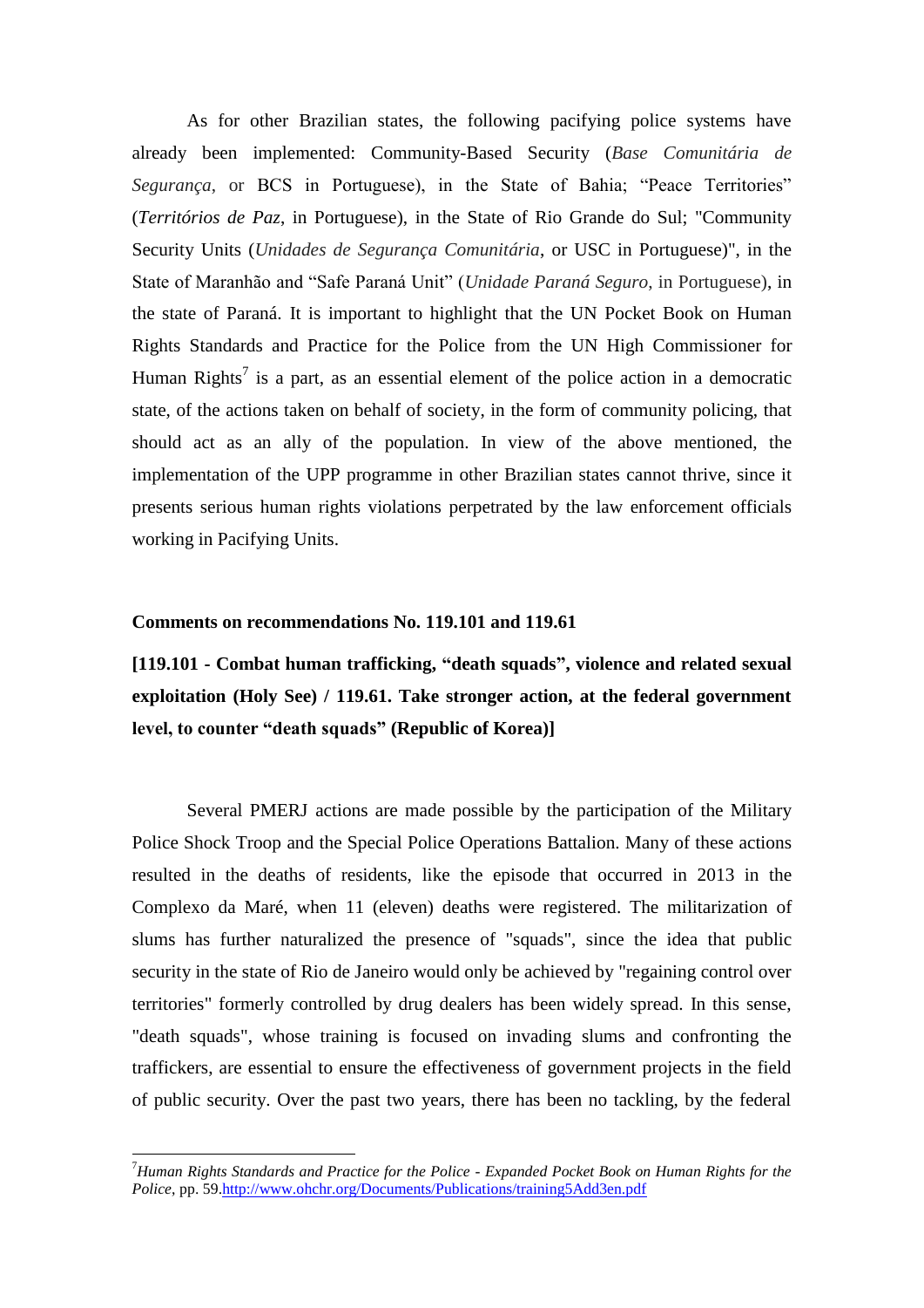As for other Brazilian states, the following pacifying police systems have already been implemented: Community-Based Security (*Base Comunitária de Segurança*, or BCS in Portuguese), in the State of Bahia; “Peace Territories” (*Territórios de Paz*, in Portuguese), in the State of Rio Grande do Sul; "Community Security Units (*Unidades de Segurança Comunitária*, or USC in Portuguese)", in the State of Maranhão and “Safe Paraná Unit” (*Unidade Paraná Seguro*, in Portuguese), in the state of Paraná. It is important to highlight that the UN Pocket Book on Human Rights Standards and Practice for the Police from the UN High Commissioner for Human Rights[7] is a part, as an essential element of the police action in a democratic state, of the actions taken on behalf of society, in the form of community policing, that should act as an ally of the population. In view of the above mentioned, the implementation of the UPP programme in other Brazilian states cannot thrive, since it presents serious human rights violations perpetrated by the law enforcement officials working in Pacifying Units.

**Comments on recommendations No. 119.101 and 119.61**

**[119.101 - Combat human trafficking, “death squads”, violence and related sexual exploitation (Holy See) / 119.61. Take stronger action, at the federal government level, to counter “death squads” (Republic of Korea)]**

Several PMERJ actions are made possible by the participation of the Military Police Shock Troop and the Special Police Operations Battalion. Many of these actions resulted in the deaths of residents, like the episode that occurred in 2013 in the Complexo da Maré, when 11 (eleven) deaths were registered. The militarization of slums has further naturalized the presence of "squads", since the idea that public security in the state of Rio de Janeiro would only be achieved by "regaining control over territories" formerly controlled by drug dealers has been widely spread. In this sense, "death squads", whose training is focused on invading slums and confronting the traffickers, are essential to ensure the effectiveness of government projects in the field of public security. Over the past two years, there has been no tackling, by the federal

---

[7] *Human Rights Standards and Practice for the Police - Expanded Pocket Book on Human Rights for the Police*, pp. 59.http://www.ohchr.org/Documents/Publications/training5Add3en.pdf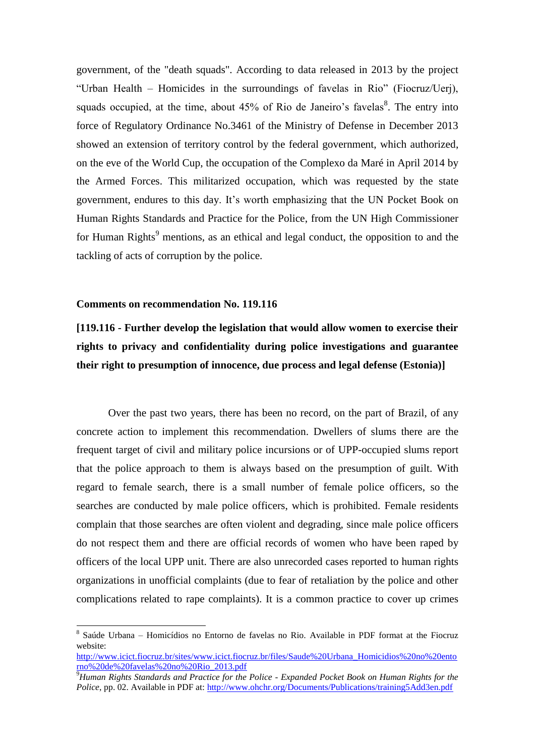government, of the "death squads". According to data released in 2013 by the project "Urban Health – Homicides in the surroundings of favelas in Rio" (Fiocruz/Uerj), squads occupied, at the time, about 45% of Rio de Janeiro's favelas[8]. The entry into force of Regulatory Ordinance No.3461 of the Ministry of Defense in December 2013 showed an extension of territory control by the federal government, which authorized, on the eve of the World Cup, the occupation of the Complexo da Maré in April 2014 by the Armed Forces. This militarized occupation, which was requested by the state government, endures to this day. It's worth emphasizing that the UN Pocket Book on Human Rights Standards and Practice for the Police, from the UN High Commissioner for Human Rights[9] mentions, as an ethical and legal conduct, the opposition to and the tackling of acts of corruption by the police.

**Comments on recommendation No. 119.116**

**[119.116 - Further develop the legislation that would allow women to exercise their rights to privacy and confidentiality during police investigations and guarantee their right to presumption of innocence, due process and legal defense (Estonia)]**

Over the past two years, there has been no record, on the part of Brazil, of any concrete action to implement this recommendation. Dwellers of slums there are the frequent target of civil and military police incursions or of UPP-occupied slums report that the police approach to them is always based on the presumption of guilt. With regard to female search, there is a small number of female police officers, so the searches are conducted by male police officers, which is prohibited. Female residents complain that those searches are often violent and degrading, since male police officers do not respect them and there are official records of women who have been raped by officers of the local UPP unit. There are also unrecorded cases reported to human rights organizations in unofficial complaints (due to fear of retaliation by the police and other complications related to rape complaints). It is a common practice to cover up crimes

---

[8] Saúde Urbana – Homicídios no Entorno de favelas no Rio. Available in PDF format at the Fiocruz website: http://www.icict.fiocruz.br/sites/www.icict.fiocruz.br/files/Saude%20Urbana_Homicidios%20no%20entorno%20de%20favelas%20no%20Rio_2013.pdf

[9] *Human Rights Standards and Practice for the Police - Expanded Pocket Book on Human Rights for the Police*, pp. 02. Available in PDF at: http://www.ohchr.org/Documents/Publications/training5Add3en.pdf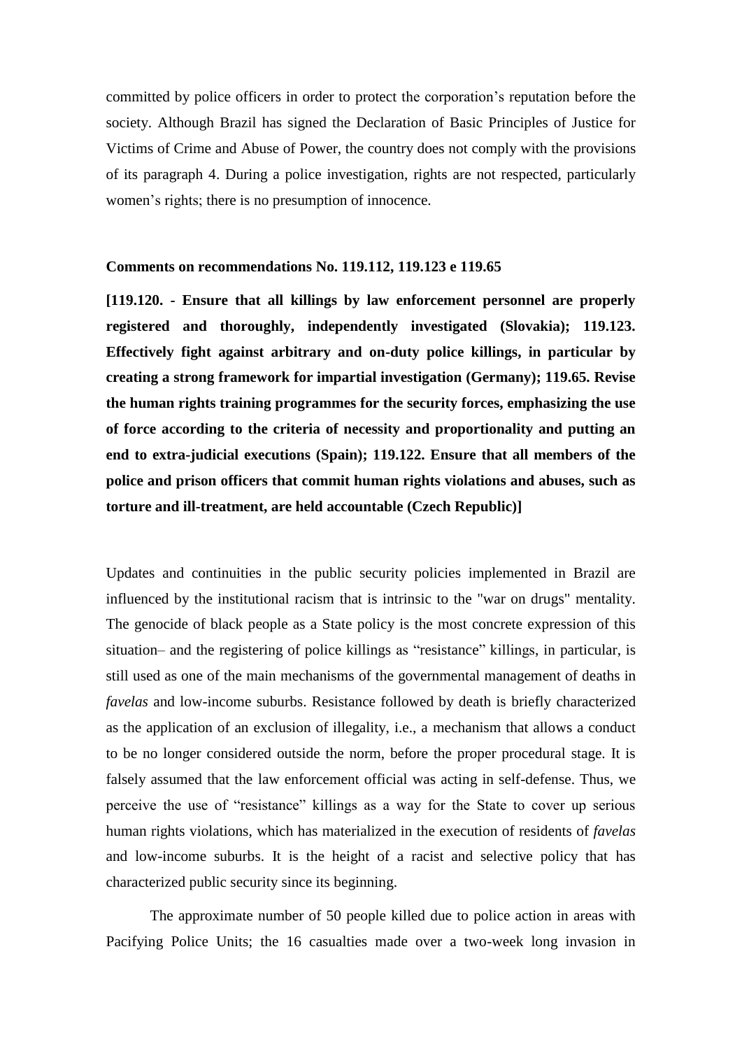committed by police officers in order to protect the corporation's reputation before the society. Although Brazil has signed the Declaration of Basic Principles of Justice for Victims of Crime and Abuse of Power, the country does not comply with the provisions of its paragraph 4. During a police investigation, rights are not respected, particularly women's rights; there is no presumption of innocence.

**Comments on recommendations No. 119.112, 119.123 e 119.65**

**[119.120. - Ensure that all killings by law enforcement personnel are properly registered and thoroughly, independently investigated (Slovakia); 119.123. Effectively fight against arbitrary and on-duty police killings, in particular by creating a strong framework for impartial investigation (Germany); 119.65. Revise the human rights training programmes for the security forces, emphasizing the use of force according to the criteria of necessity and proportionality and putting an end to extra-judicial executions (Spain); 119.122. Ensure that all members of the police and prison officers that commit human rights violations and abuses, such as torture and ill-treatment, are held accountable (Czech Republic)]**

Updates and continuities in the public security policies implemented in Brazil are influenced by the institutional racism that is intrinsic to the "war on drugs" mentality. The genocide of black people as a State policy is the most concrete expression of this situation– and the registering of police killings as "resistance" killings, in particular, is still used as one of the main mechanisms of the governmental management of deaths in *favelas* and low-income suburbs. Resistance followed by death is briefly characterized as the application of an exclusion of illegality, i.e., a mechanism that allows a conduct to be no longer considered outside the norm, before the proper procedural stage. It is falsely assumed that the law enforcement official was acting in self-defense. Thus, we perceive the use of "resistance" killings as a way for the State to cover up serious human rights violations, which has materialized in the execution of residents of *favelas* and low-income suburbs. It is the height of a racist and selective policy that has characterized public security since its beginning.

The approximate number of 50 people killed due to police action in areas with Pacifying Police Units; the 16 casualties made over a two-week long invasion in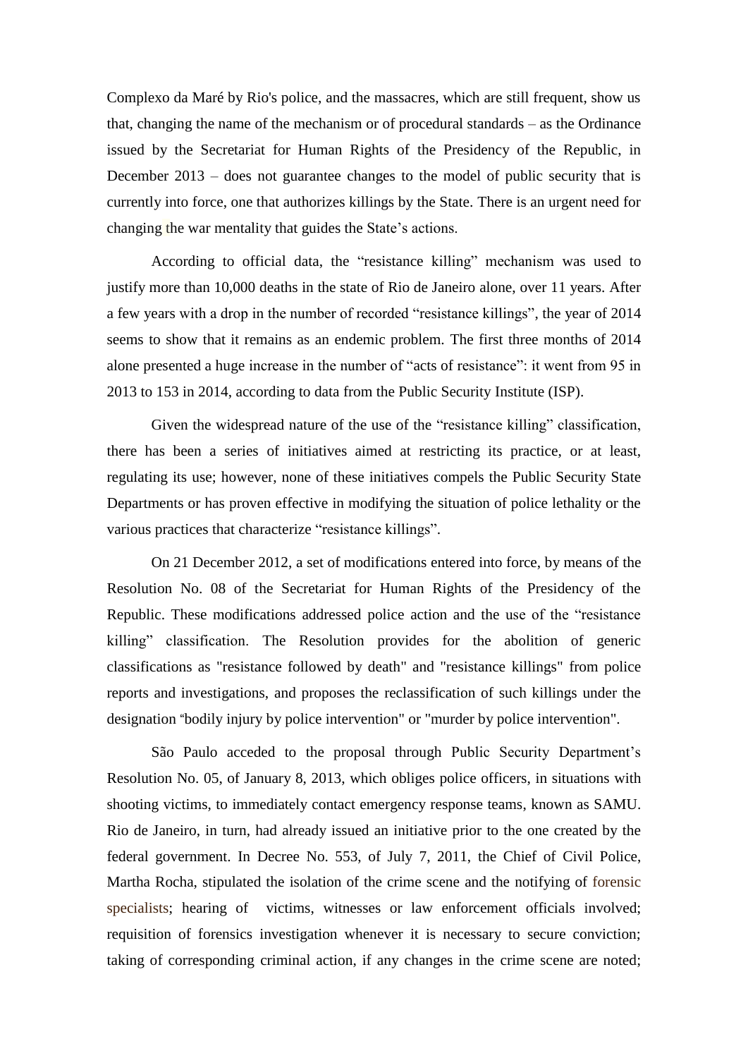Complexo da Maré by Rio's police, and the massacres, which are still frequent, show us that, changing the name of the mechanism or of procedural standards – as the Ordinance issued by the Secretariat for Human Rights of the Presidency of the Republic, in December 2013 – does not guarantee changes to the model of public security that is currently into force, one that authorizes killings by the State. There is an urgent need for changing the war mentality that guides the State's actions.

According to official data, the "resistance killing" mechanism was used to justify more than 10,000 deaths in the state of Rio de Janeiro alone, over 11 years. After a few years with a drop in the number of recorded "resistance killings", the year of 2014 seems to show that it remains as an endemic problem. The first three months of 2014 alone presented a huge increase in the number of "acts of resistance": it went from 95 in 2013 to 153 in 2014, according to data from the Public Security Institute (ISP).

Given the widespread nature of the use of the "resistance killing" classification, there has been a series of initiatives aimed at restricting its practice, or at least, regulating its use; however, none of these initiatives compels the Public Security State Departments or has proven effective in modifying the situation of police lethality or the various practices that characterize "resistance killings".

On 21 December 2012, a set of modifications entered into force, by means of the Resolution No. 08 of the Secretariat for Human Rights of the Presidency of the Republic. These modifications addressed police action and the use of the "resistance killing" classification. The Resolution provides for the abolition of generic classifications as "resistance followed by death" and "resistance killings" from police reports and investigations, and proposes the reclassification of such killings under the designation "bodily injury by police intervention" or "murder by police intervention".

São Paulo acceded to the proposal through Public Security Department's Resolution No. 05, of January 8, 2013, which obliges police officers, in situations with shooting victims, to immediately contact emergency response teams, known as SAMU. Rio de Janeiro, in turn, had already issued an initiative prior to the one created by the federal government. In Decree No. 553, of July 7, 2011, the Chief of Civil Police, Martha Rocha, stipulated the isolation of the crime scene and the notifying of forensic specialists; hearing of victims, witnesses or law enforcement officials involved; requisition of forensics investigation whenever it is necessary to secure conviction; taking of corresponding criminal action, if any changes in the crime scene are noted;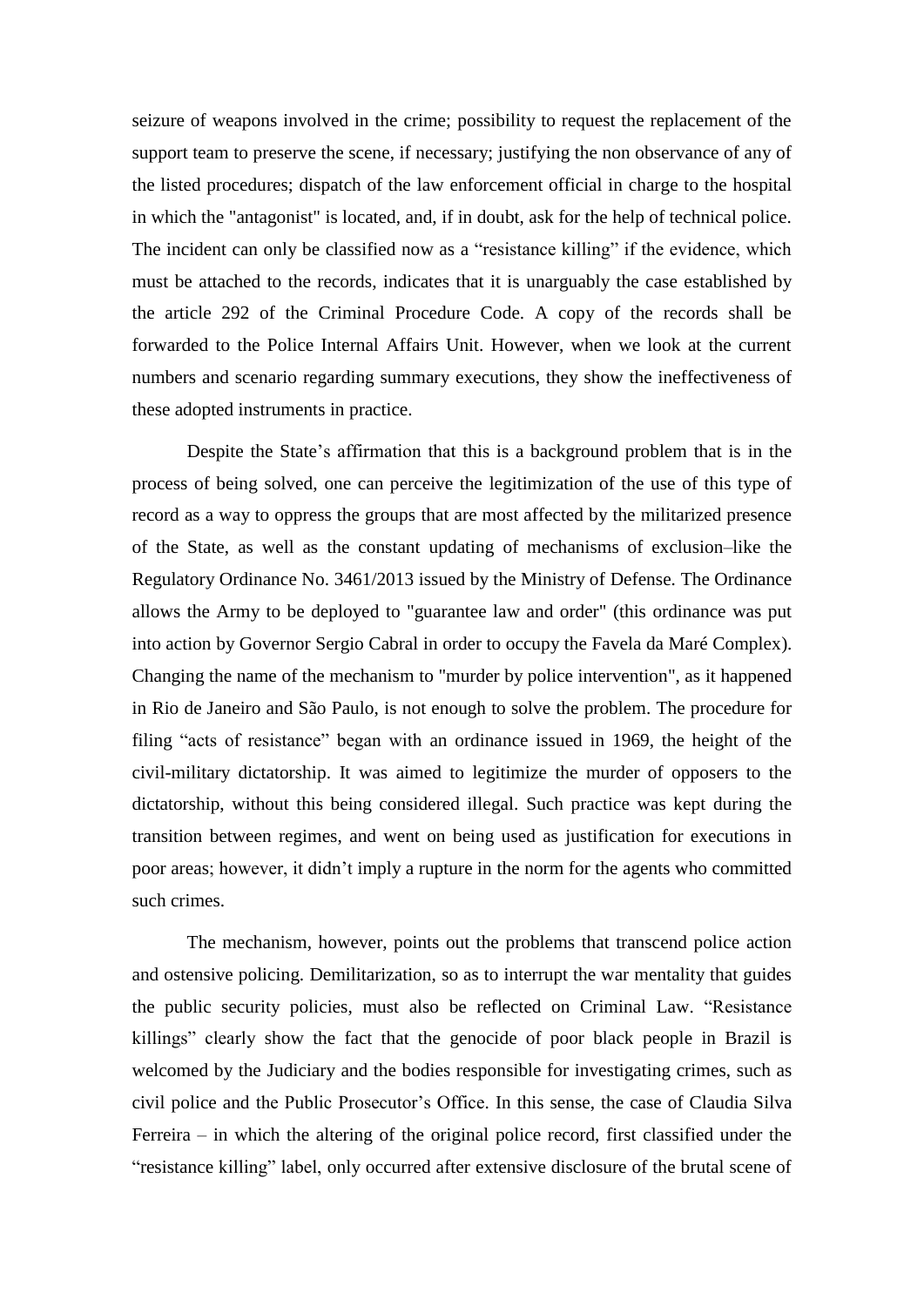seizure of weapons involved in the crime; possibility to request the replacement of the support team to preserve the scene, if necessary; justifying the non observance of any of the listed procedures; dispatch of the law enforcement official in charge to the hospital in which the "antagonist" is located, and, if in doubt, ask for the help of technical police. The incident can only be classified now as a “resistance killing” if the evidence, which must be attached to the records, indicates that it is unarguably the case established by the article 292 of the Criminal Procedure Code. A copy of the records shall be forwarded to the Police Internal Affairs Unit. However, when we look at the current numbers and scenario regarding summary executions, they show the ineffectiveness of these adopted instruments in practice.

Despite the State’s affirmation that this is a background problem that is in the process of being solved, one can perceive the legitimization of the use of this type of record as a way to oppress the groups that are most affected by the militarized presence of the State, as well as the constant updating of mechanisms of exclusion–like the Regulatory Ordinance No. 3461/2013 issued by the Ministry of Defense. The Ordinance allows the Army to be deployed to "guarantee law and order" (this ordinance was put into action by Governor Sergio Cabral in order to occupy the Favela da Maré Complex). Changing the name of the mechanism to "murder by police intervention", as it happened in Rio de Janeiro and São Paulo, is not enough to solve the problem. The procedure for filing “acts of resistance” began with an ordinance issued in 1969, the height of the civil-military dictatorship. It was aimed to legitimize the murder of opposers to the dictatorship, without this being considered illegal. Such practice was kept during the transition between regimes, and went on being used as justification for executions in poor areas; however, it didn’t imply a rupture in the norm for the agents who committed such crimes.

The mechanism, however, points out the problems that transcend police action and ostensive policing. Demilitarization, so as to interrupt the war mentality that guides the public security policies, must also be reflected on Criminal Law. “Resistance killings” clearly show the fact that the genocide of poor black people in Brazil is welcomed by the Judiciary and the bodies responsible for investigating crimes, such as civil police and the Public Prosecutor’s Office. In this sense, the case of Claudia Silva Ferreira – in which the altering of the original police record, first classified under the “resistance killing” label, only occurred after extensive disclosure of the brutal scene of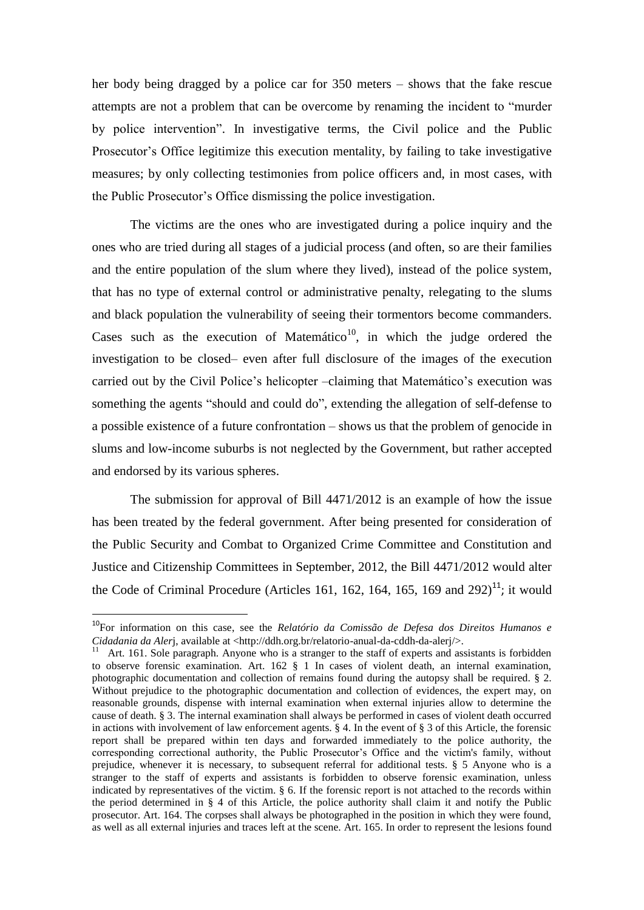her body being dragged by a police car for 350 meters – shows that the fake rescue attempts are not a problem that can be overcome by renaming the incident to "murder by police intervention". In investigative terms, the Civil police and the Public Prosecutor's Office legitimize this execution mentality, by failing to take investigative measures; by only collecting testimonies from police officers and, in most cases, with the Public Prosecutor's Office dismissing the police investigation.

The victims are the ones who are investigated during a police inquiry and the ones who are tried during all stages of a judicial process (and often, so are their families and the entire population of the slum where they lived), instead of the police system, that has no type of external control or administrative penalty, relegating to the slums and black population the vulnerability of seeing their tormentors become commanders. Cases such as the execution of Matemático[10], in which the judge ordered the investigation to be closed– even after full disclosure of the images of the execution carried out by the Civil Police's helicopter –claiming that Matemático's execution was something the agents "should and could do", extending the allegation of self-defense to a possible existence of a future confrontation – shows us that the problem of genocide in slums and low-income suburbs is not neglected by the Government, but rather accepted and endorsed by its various spheres.

The submission for approval of Bill 4471/2012 is an example of how the issue has been treated by the federal government. After being presented for consideration of the Public Security and Combat to Organized Crime Committee and Constitution and Justice and Citizenship Committees in September, 2012, the Bill 4471/2012 would alter the Code of Criminal Procedure (Articles 161, 162, 164, 165, 169 and 292)[11]; it would

---

[10] For information on this case, see the *Relatório da Comissão de Defesa dos Direitos Humanos e Cidadania da Alerj*, available at <http://ddh.org.br/relatorio-anual-da-cddh-da-alerj/>.

[11] Art. 161. Sole paragraph. Anyone who is a stranger to the staff of experts and assistants is forbidden to observe forensic examination. Art. 162 § 1 In cases of violent death, an internal examination, photographic documentation and collection of remains found during the autopsy shall be required. § 2. Without prejudice to the photographic documentation and collection of evidences, the expert may, on reasonable grounds, dispense with internal examination when external injuries allow to determine the cause of death. § 3. The internal examination shall always be performed in cases of violent death occurred in actions with involvement of law enforcement agents. § 4. In the event of § 3 of this Article, the forensic report shall be prepared within ten days and forwarded immediately to the police authority, the corresponding correctional authority, the Public Prosecutor's Office and the victim's family, without prejudice, whenever it is necessary, to subsequent referral for additional tests. § 5 Anyone who is a stranger to the staff of experts and assistants is forbidden to observe forensic examination, unless indicated by representatives of the victim. § 6. If the forensic report is not attached to the records within the period determined in § 4 of this Article, the police authority shall claim it and notify the Public prosecutor. Art. 164. The corpses shall always be photographed in the position in which they were found, as well as all external injuries and traces left at the scene. Art. 165. In order to represent the lesions found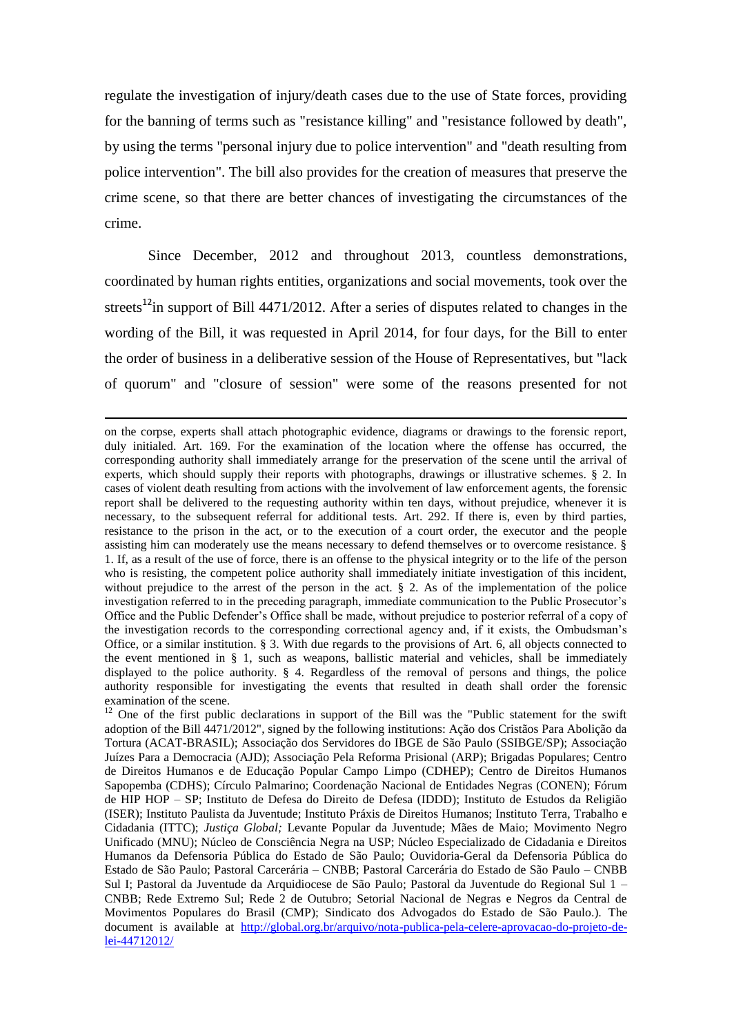regulate the investigation of injury/death cases due to the use of State forces, providing for the banning of terms such as "resistance killing" and "resistance followed by death", by using the terms "personal injury due to police intervention" and "death resulting from police intervention". The bill also provides for the creation of measures that preserve the crime scene, so that there are better chances of investigating the circumstances of the crime.

Since December, 2012 and throughout 2013, countless demonstrations, coordinated by human rights entities, organizations and social movements, took over the streets[12]in support of Bill 4471/2012. After a series of disputes related to changes in the wording of the Bill, it was requested in April 2014, for four days, for the Bill to enter the order of business in a deliberative session of the House of Representatives, but "lack of quorum" and "closure of session" were some of the reasons presented for not

---

on the corpse, experts shall attach photographic evidence, diagrams or drawings to the forensic report, duly initialed. Art. 169. For the examination of the location where the offense has occurred, the corresponding authority shall immediately arrange for the preservation of the scene until the arrival of experts, which should supply their reports with photographs, drawings or illustrative schemes. § 2. In cases of violent death resulting from actions with the involvement of law enforcement agents, the forensic report shall be delivered to the requesting authority within ten days, without prejudice, whenever it is necessary, to the subsequent referral for additional tests. Art. 292. If there is, even by third parties, resistance to the prison in the act, or to the execution of a court order, the executor and the people assisting him can moderately use the means necessary to defend themselves or to overcome resistance. § 1. If, as a result of the use of force, there is an offense to the physical integrity or to the life of the person who is resisting, the competent police authority shall immediately initiate investigation of this incident, without prejudice to the arrest of the person in the act. § 2. As of the implementation of the police investigation referred to in the preceding paragraph, immediate communication to the Public Prosecutor's Office and the Public Defender's Office shall be made, without prejudice to posterior referral of a copy of the investigation records to the corresponding correctional agency and, if it exists, the Ombudsman's Office, or a similar institution. § 3. With due regards to the provisions of Art. 6, all objects connected to the event mentioned in § 1, such as weapons, ballistic material and vehicles, shall be immediately displayed to the police authority. § 4. Regardless of the removal of persons and things, the police authority responsible for investigating the events that resulted in death shall order the forensic examination of the scene.

[12] One of the first public declarations in support of the Bill was the "Public statement for the swift adoption of the Bill 4471/2012", signed by the following institutions: Ação dos Cristãos Para Abolição da Tortura (ACAT-BRASIL); Associação dos Servidores do IBGE de São Paulo (SSIBGE/SP); Associação Juízes Para a Democracia (AJD); Associação Pela Reforma Prisional (ARP); Brigadas Populares; Centro de Direitos Humanos e de Educação Popular Campo Limpo (CDHEP); Centro de Direitos Humanos Sapopemba (CDHS); Círculo Palmarino; Coordenação Nacional de Entidades Negras (CONEN); Fórum de HIP HOP – SP; Instituto de Defesa do Direito de Defesa (IDDD); Instituto de Estudos da Religião (ISER); Instituto Paulista da Juventude; Instituto Práxis de Direitos Humanos; Instituto Terra, Trabalho e Cidadania (ITTC); *Justiça Global;* Levante Popular da Juventude; Mães de Maio; Movimento Negro Unificado (MNU); Núcleo de Consciência Negra na USP; Núcleo Especializado de Cidadania e Direitos Humanos da Defensoria Pública do Estado de São Paulo; Ouvidoria-Geral da Defensoria Pública do Estado de São Paulo; Pastoral Carcerária – CNBB; Pastoral Carcerária do Estado de São Paulo – CNBB Sul I; Pastoral da Juventude da Arquidiocese de São Paulo; Pastoral da Juventude do Regional Sul 1 – CNBB; Rede Extremo Sul; Rede 2 de Outubro; Setorial Nacional de Negras e Negros da Central de Movimentos Populares do Brasil (CMP); Sindicato dos Advogados do Estado de São Paulo.). The document is available at http://global.org.br/arquivo/nota-publica-pela-celere-aprovacao-do-projeto-de-lei-44712012/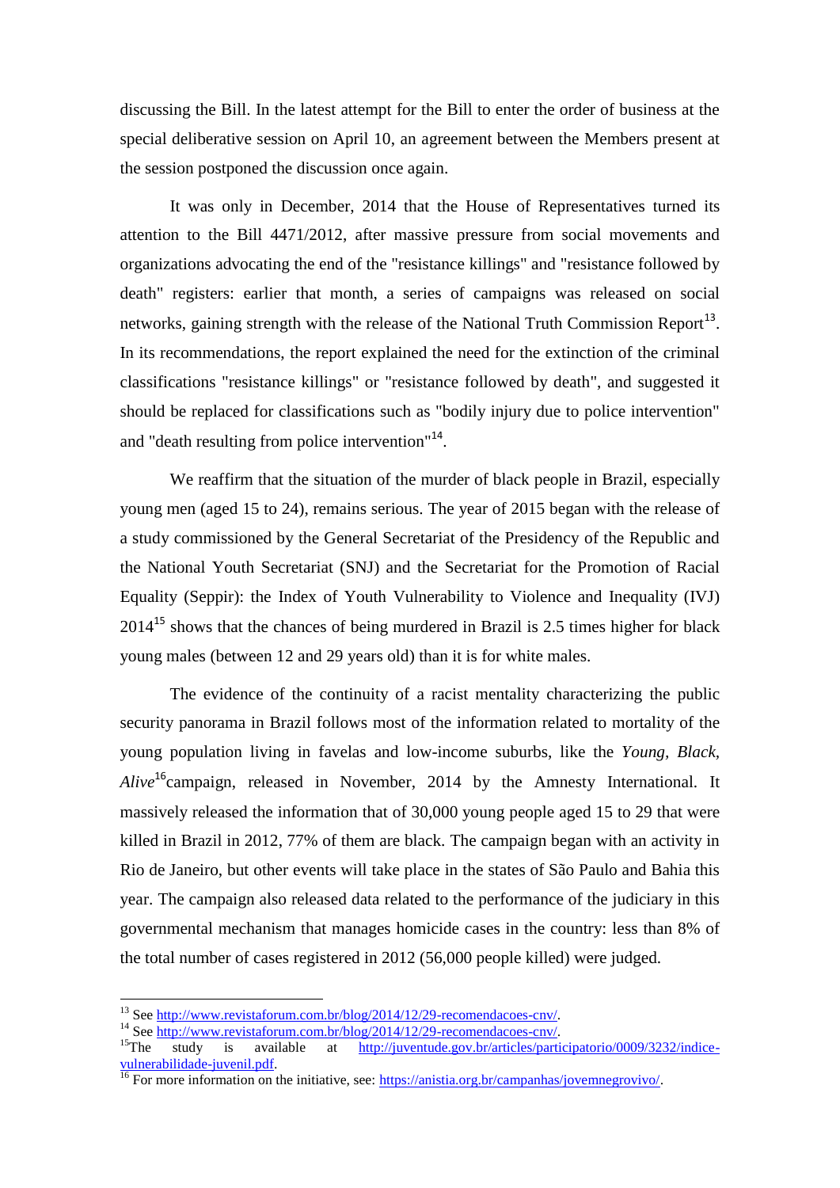discussing the Bill. In the latest attempt for the Bill to enter the order of business at the special deliberative session on April 10, an agreement between the Members present at the session postponed the discussion once again.

It was only in December, 2014 that the House of Representatives turned its attention to the Bill 4471/2012, after massive pressure from social movements and organizations advocating the end of the "resistance killings" and "resistance followed by death" registers: earlier that month, a series of campaigns was released on social networks, gaining strength with the release of the National Truth Commission Report[13]. In its recommendations, the report explained the need for the extinction of the criminal classifications "resistance killings" or "resistance followed by death", and suggested it should be replaced for classifications such as "bodily injury due to police intervention" and "death resulting from police intervention"[14].

We reaffirm that the situation of the murder of black people in Brazil, especially young men (aged 15 to 24), remains serious. The year of 2015 began with the release of a study commissioned by the General Secretariat of the Presidency of the Republic and the National Youth Secretariat (SNJ) and the Secretariat for the Promotion of Racial Equality (Seppir): the Index of Youth Vulnerability to Violence and Inequality (IVJ) 2014[15] shows that the chances of being murdered in Brazil is 2.5 times higher for black young males (between 12 and 29 years old) than it is for white males.

The evidence of the continuity of a racist mentality characterizing the public security panorama in Brazil follows most of the information related to mortality of the young population living in favelas and low-income suburbs, like the *Young, Black, Alive*[16]campaign, released in November, 2014 by the Amnesty International. It massively released the information that of 30,000 young people aged 15 to 29 that were killed in Brazil in 2012, 77% of them are black. The campaign began with an activity in Rio de Janeiro, but other events will take place in the states of São Paulo and Bahia this year. The campaign also released data related to the performance of the judiciary in this governmental mechanism that manages homicide cases in the country: less than 8% of the total number of cases registered in 2012 (56,000 people killed) were judged.

---

[13] See http://www.revistaforum.com.br/blog/2014/12/29-recomendacoes-cnv/.

[14] See http://www.revistaforum.com.br/blog/2014/12/29-recomendacoes-cnv/.

[15] The study is available at http://juventude.gov.br/articles/participatorio/0009/3232/indice-vulnerabilidade-juvenil.pdf.

[16] For more information on the initiative, see: https://anistia.org.br/campanhas/jovemnegrovivo/.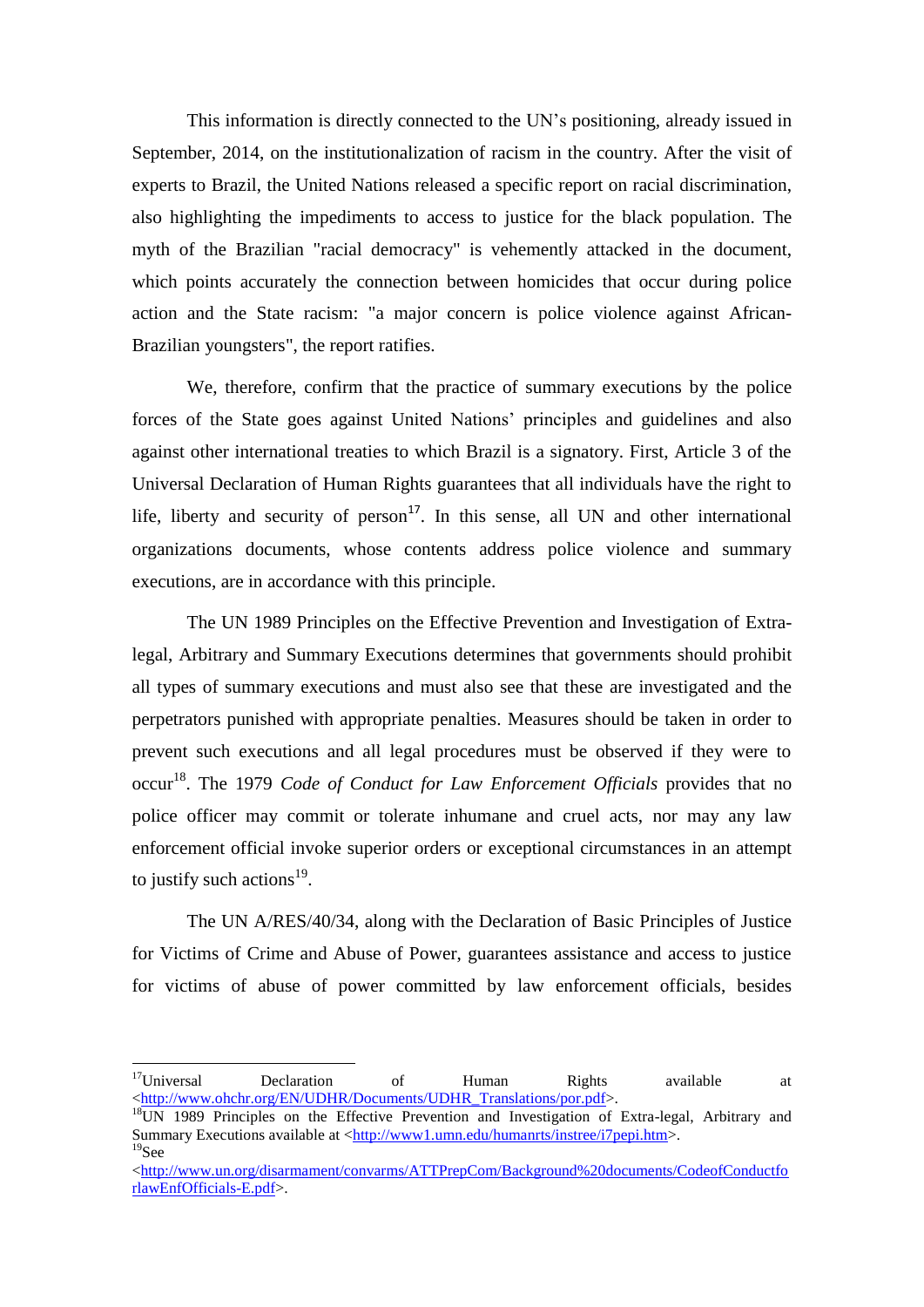This information is directly connected to the UN's positioning, already issued in September, 2014, on the institutionalization of racism in the country. After the visit of experts to Brazil, the United Nations released a specific report on racial discrimination, also highlighting the impediments to access to justice for the black population. The myth of the Brazilian "racial democracy" is vehemently attacked in the document, which points accurately the connection between homicides that occur during police action and the State racism: "a major concern is police violence against African-Brazilian youngsters", the report ratifies.

We, therefore, confirm that the practice of summary executions by the police forces of the State goes against United Nations' principles and guidelines and also against other international treaties to which Brazil is a signatory. First, Article 3 of the Universal Declaration of Human Rights guarantees that all individuals have the right to life, liberty and security of person[17]. In this sense, all UN and other international organizations documents, whose contents address police violence and summary executions, are in accordance with this principle.

The UN 1989 Principles on the Effective Prevention and Investigation of Extra-legal, Arbitrary and Summary Executions determines that governments should prohibit all types of summary executions and must also see that these are investigated and the perpetrators punished with appropriate penalties. Measures should be taken in order to prevent such executions and all legal procedures must be observed if they were to occur[18]. The 1979 *Code of Conduct for Law Enforcement Officials* provides that no police officer may commit or tolerate inhumane and cruel acts, nor may any law enforcement official invoke superior orders or exceptional circumstances in an attempt to justify such actions[19].

The UN A/RES/40/34, along with the Declaration of Basic Principles of Justice for Victims of Crime and Abuse of Power, guarantees assistance and access to justice for victims of abuse of power committed by law enforcement officials, besides

---

[17] Universal Declaration of Human Rights available at <http://www.ohchr.org/EN/UDHR/Documents/UDHR_Translations/por.pdf>.

[18] UN 1989 Principles on the Effective Prevention and Investigation of Extra-legal, Arbitrary and Summary Executions available at <http://www1.umn.edu/humanrts/instree/i7pepi.htm>.

[19] See <http://www.un.org/disarmament/convarms/ATTPrepCom/Background%20documents/CodeofConductforlawEnfOfficials-E.pdf>.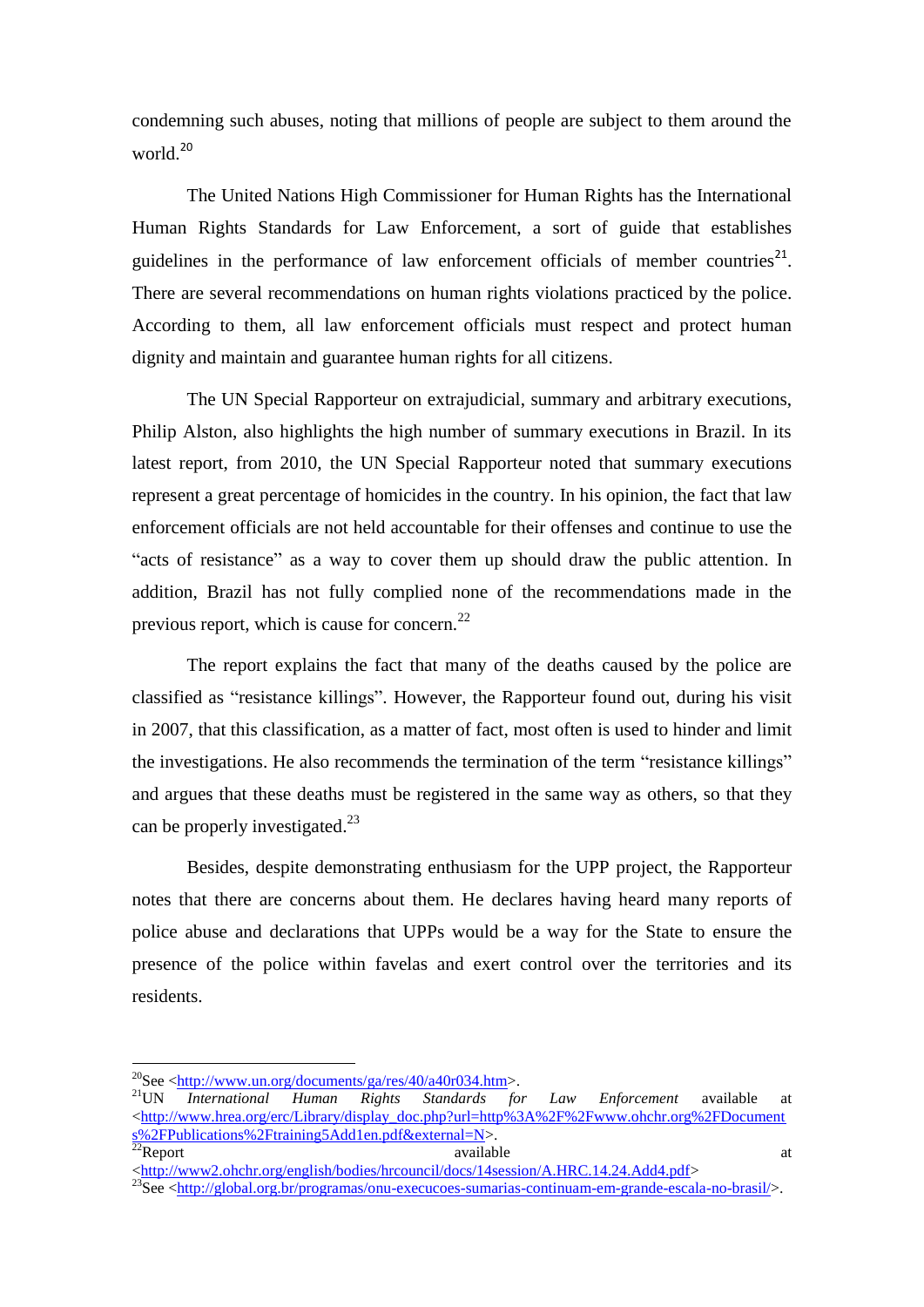condemning such abuses, noting that millions of people are subject to them around the world.[20]

The United Nations High Commissioner for Human Rights has the International Human Rights Standards for Law Enforcement, a sort of guide that establishes guidelines in the performance of law enforcement officials of member countries[21]. There are several recommendations on human rights violations practiced by the police. According to them, all law enforcement officials must respect and protect human dignity and maintain and guarantee human rights for all citizens.

The UN Special Rapporteur on extrajudicial, summary and arbitrary executions, Philip Alston, also highlights the high number of summary executions in Brazil. In its latest report, from 2010, the UN Special Rapporteur noted that summary executions represent a great percentage of homicides in the country. In his opinion, the fact that law enforcement officials are not held accountable for their offenses and continue to use the "acts of resistance" as a way to cover them up should draw the public attention. In addition, Brazil has not fully complied none of the recommendations made in the previous report, which is cause for concern.[22]

The report explains the fact that many of the deaths caused by the police are classified as "resistance killings". However, the Rapporteur found out, during his visit in 2007, that this classification, as a matter of fact, most often is used to hinder and limit the investigations. He also recommends the termination of the term "resistance killings" and argues that these deaths must be registered in the same way as others, so that they can be properly investigated.[23]

Besides, despite demonstrating enthusiasm for the UPP project, the Rapporteur notes that there are concerns about them. He declares having heard many reports of police abuse and declarations that UPPs would be a way for the State to ensure the presence of the police within favelas and exert control over the territories and its residents.

---

[20] See <http://www.un.org/documents/ga/res/40/a40r034.htm>.

[21] UN *International Human Rights Standards for Law Enforcement* available at <http://www.hrea.org/erc/Library/display_doc.php?url=http%3A%2F%2Fwww.ohchr.org%2FDocuments%2FPublications%2Ftraining5Add1en.pdf&external=N>.

[22] Report available at <http://www2.ohchr.org/english/bodies/hrcouncil/docs/14session/A.HRC.14.24.Add4.pdf>

[23] See <http://global.org.br/programas/onu-execucoes-sumarias-continuam-em-grande-escala-no-brasil/>.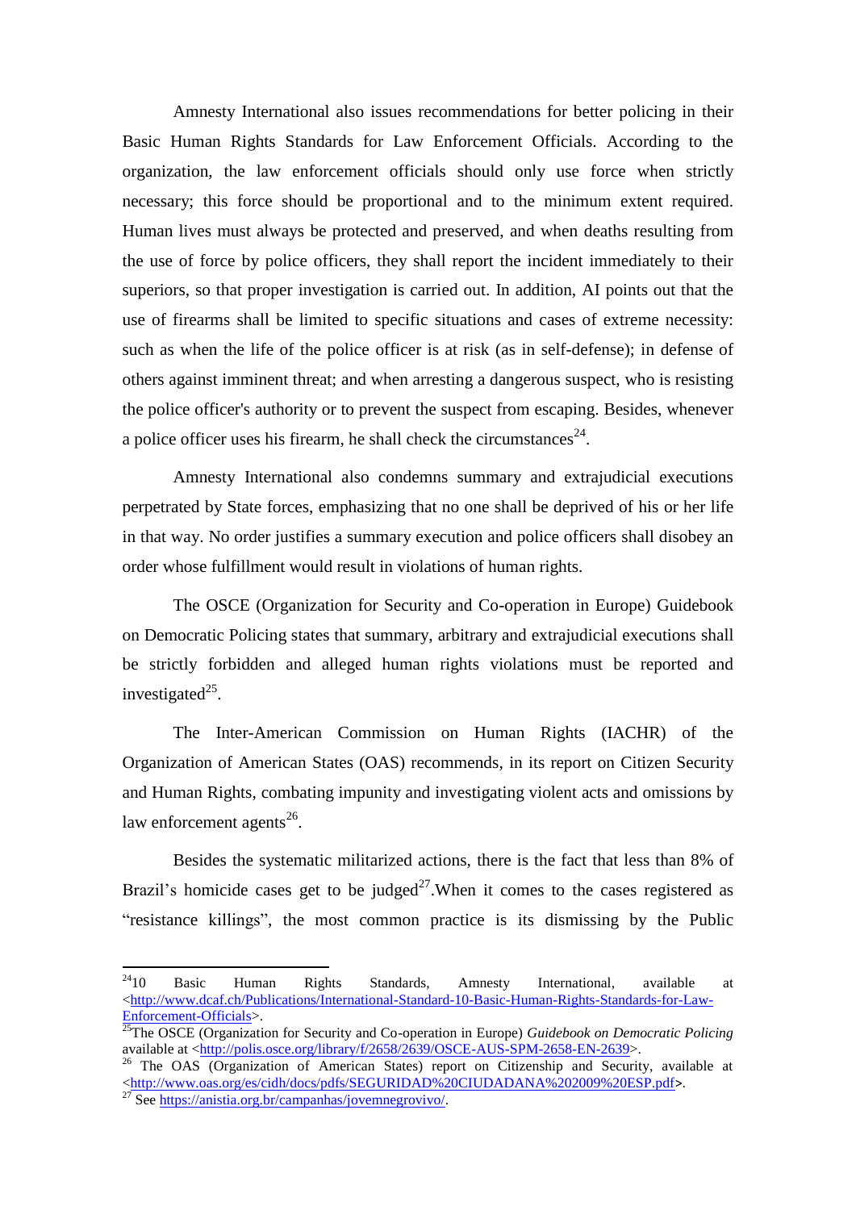Amnesty International also issues recommendations for better policing in their Basic Human Rights Standards for Law Enforcement Officials. According to the organization, the law enforcement officials should only use force when strictly necessary; this force should be proportional and to the minimum extent required. Human lives must always be protected and preserved, and when deaths resulting from the use of force by police officers, they shall report the incident immediately to their superiors, so that proper investigation is carried out. In addition, AI points out that the use of firearms shall be limited to specific situations and cases of extreme necessity: such as when the life of the police officer is at risk (as in self-defense); in defense of others against imminent threat; and when arresting a dangerous suspect, who is resisting the police officer's authority or to prevent the suspect from escaping. Besides, whenever a police officer uses his firearm, he shall check the circumstances[24].

Amnesty International also condemns summary and extrajudicial executions perpetrated by State forces, emphasizing that no one shall be deprived of his or her life in that way. No order justifies a summary execution and police officers shall disobey an order whose fulfillment would result in violations of human rights.

The OSCE (Organization for Security and Co-operation in Europe) Guidebook on Democratic Policing states that summary, arbitrary and extrajudicial executions shall be strictly forbidden and alleged human rights violations must be reported and investigated[25].

The Inter-American Commission on Human Rights (IACHR) of the Organization of American States (OAS) recommends, in its report on Citizen Security and Human Rights, combating impunity and investigating violent acts and omissions by law enforcement agents[26].

Besides the systematic militarized actions, there is the fact that less than 8% of Brazil's homicide cases get to be judged[27].When it comes to the cases registered as "resistance killings", the most common practice is its dismissing by the Public

---

[24] 10 Basic Human Rights Standards, Amnesty International, available at <http://www.dcaf.ch/Publications/International-Standard-10-Basic-Human-Rights-Standards-for-Law-Enforcement-Officials>.

[25] The OSCE (Organization for Security and Co-operation in Europe) *Guidebook on Democratic Policing* available at <http://polis.osce.org/library/f/2658/2639/OSCE-AUS-SPM-2658-EN-2639>.

[26] The OAS (Organization of American States) report on Citizenship and Security, available at <http://www.oas.org/es/cidh/docs/pdfs/SEGURIDAD%20CIUDADANA%202009%20ESP.pdf>.

[27] See https://anistia.org.br/campanhas/jovemnegrovivo/.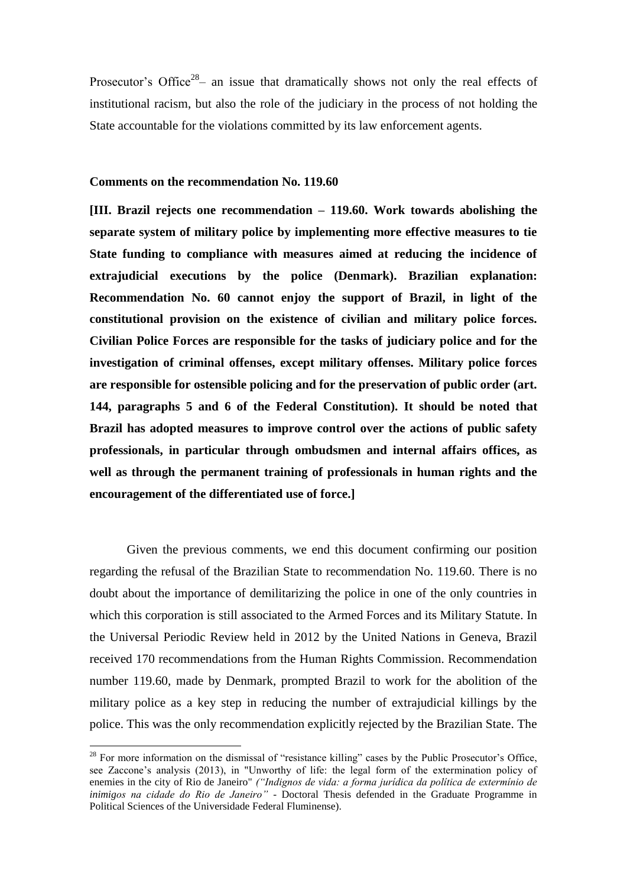Prosecutor's Office[28]– an issue that dramatically shows not only the real effects of institutional racism, but also the role of the judiciary in the process of not holding the State accountable for the violations committed by its law enforcement agents.

**Comments on the recommendation No. 119.60**

**[III. Brazil rejects one recommendation – 119.60. Work towards abolishing the separate system of military police by implementing more effective measures to tie State funding to compliance with measures aimed at reducing the incidence of extrajudicial executions by the police (Denmark). Brazilian explanation: Recommendation No. 60 cannot enjoy the support of Brazil, in light of the constitutional provision on the existence of civilian and military police forces. Civilian Police Forces are responsible for the tasks of judiciary police and for the investigation of criminal offenses, except military offenses. Military police forces are responsible for ostensible policing and for the preservation of public order (art. 144, paragraphs 5 and 6 of the Federal Constitution). It should be noted that Brazil has adopted measures to improve control over the actions of public safety professionals, in particular through ombudsmen and internal affairs offices, as well as through the permanent training of professionals in human rights and the encouragement of the differentiated use of force.]**

Given the previous comments, we end this document confirming our position regarding the refusal of the Brazilian State to recommendation No. 119.60. There is no doubt about the importance of demilitarizing the police in one of the only countries in which this corporation is still associated to the Armed Forces and its Military Statute. In the Universal Periodic Review held in 2012 by the United Nations in Geneva, Brazil received 170 recommendations from the Human Rights Commission. Recommendation number 119.60, made by Denmark, prompted Brazil to work for the abolition of the military police as a key step in reducing the number of extrajudicial killings by the police. This was the only recommendation explicitly rejected by the Brazilian State. The

[28] For more information on the dismissal of "resistance killing" cases by the Public Prosecutor's Office, see Zaccone's analysis (2013), in "Unworthy of life: the legal form of the extermination policy of enemies in the city of Rio de Janeiro" *("Indignos de vida: a forma jurídica da política de extermínio de inimigos na cidade do Rio de Janeiro"* - Doctoral Thesis defended in the Graduate Programme in Political Sciences of the Universidade Federal Fluminense).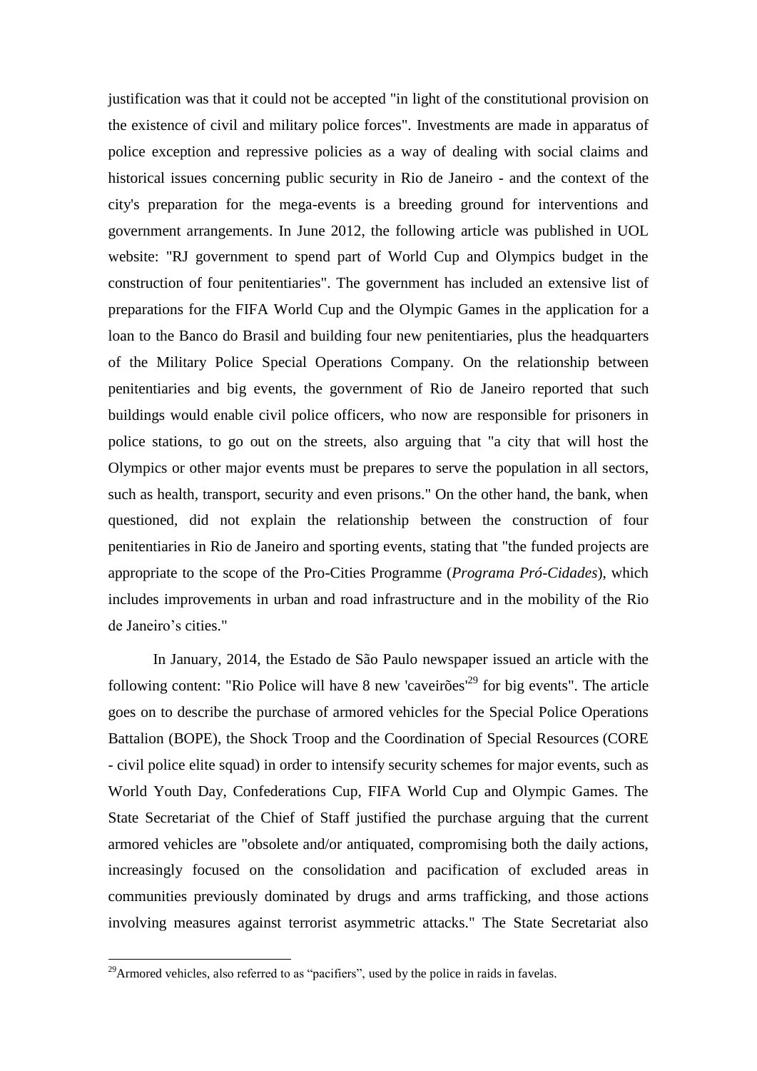justification was that it could not be accepted "in light of the constitutional provision on the existence of civil and military police forces". Investments are made in apparatus of police exception and repressive policies as a way of dealing with social claims and historical issues concerning public security in Rio de Janeiro - and the context of the city's preparation for the mega-events is a breeding ground for interventions and government arrangements. In June 2012, the following article was published in UOL website: "RJ government to spend part of World Cup and Olympics budget in the construction of four penitentiaries". The government has included an extensive list of preparations for the FIFA World Cup and the Olympic Games in the application for a loan to the Banco do Brasil and building four new penitentiaries, plus the headquarters of the Military Police Special Operations Company. On the relationship between penitentiaries and big events, the government of Rio de Janeiro reported that such buildings would enable civil police officers, who now are responsible for prisoners in police stations, to go out on the streets, also arguing that "a city that will host the Olympics or other major events must be prepares to serve the population in all sectors, such as health, transport, security and even prisons." On the other hand, the bank, when questioned, did not explain the relationship between the construction of four penitentiaries in Rio de Janeiro and sporting events, stating that "the funded projects are appropriate to the scope of the Pro-Cities Programme (*Programa Pró-Cidades*), which includes improvements in urban and road infrastructure and in the mobility of the Rio de Janeiro's cities."

In January, 2014, the Estado de São Paulo newspaper issued an article with the following content: "Rio Police will have 8 new 'caveirões'[29] for big events". The article goes on to describe the purchase of armored vehicles for the Special Police Operations Battalion (BOPE), the Shock Troop and the Coordination of Special Resources (CORE - civil police elite squad) in order to intensify security schemes for major events, such as World Youth Day, Confederations Cup, FIFA World Cup and Olympic Games. The State Secretariat of the Chief of Staff justified the purchase arguing that the current armored vehicles are "obsolete and/or antiquated, compromising both the daily actions, increasingly focused on the consolidation and pacification of excluded areas in communities previously dominated by drugs and arms trafficking, and those actions involving measures against terrorist asymmetric attacks." The State Secretariat also

[29] Armored vehicles, also referred to as "pacifiers", used by the police in raids in favelas.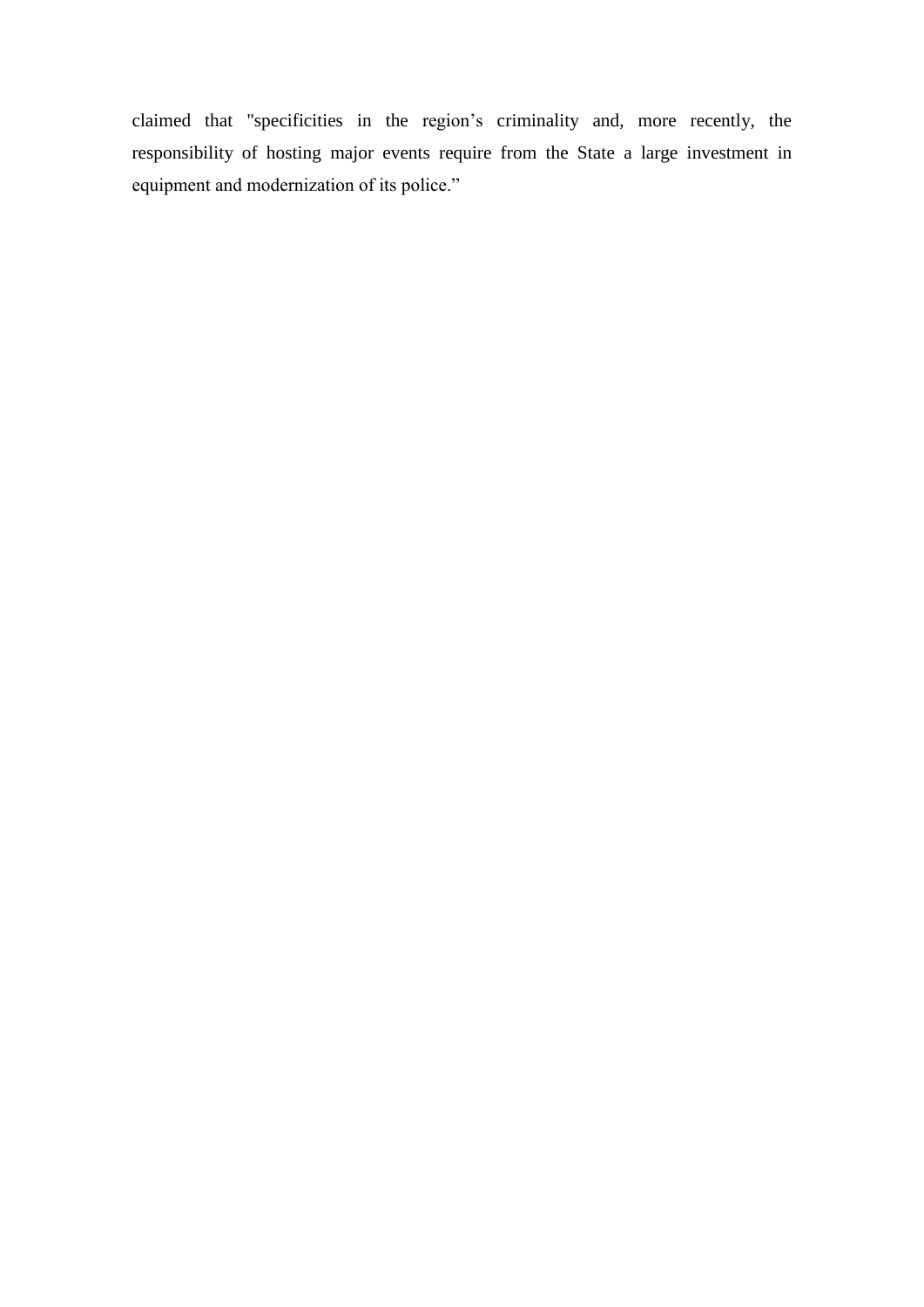claimed that "specificities in the region's criminality and, more recently, the responsibility of hosting major events require from the State a large investment in equipment and modernization of its police."